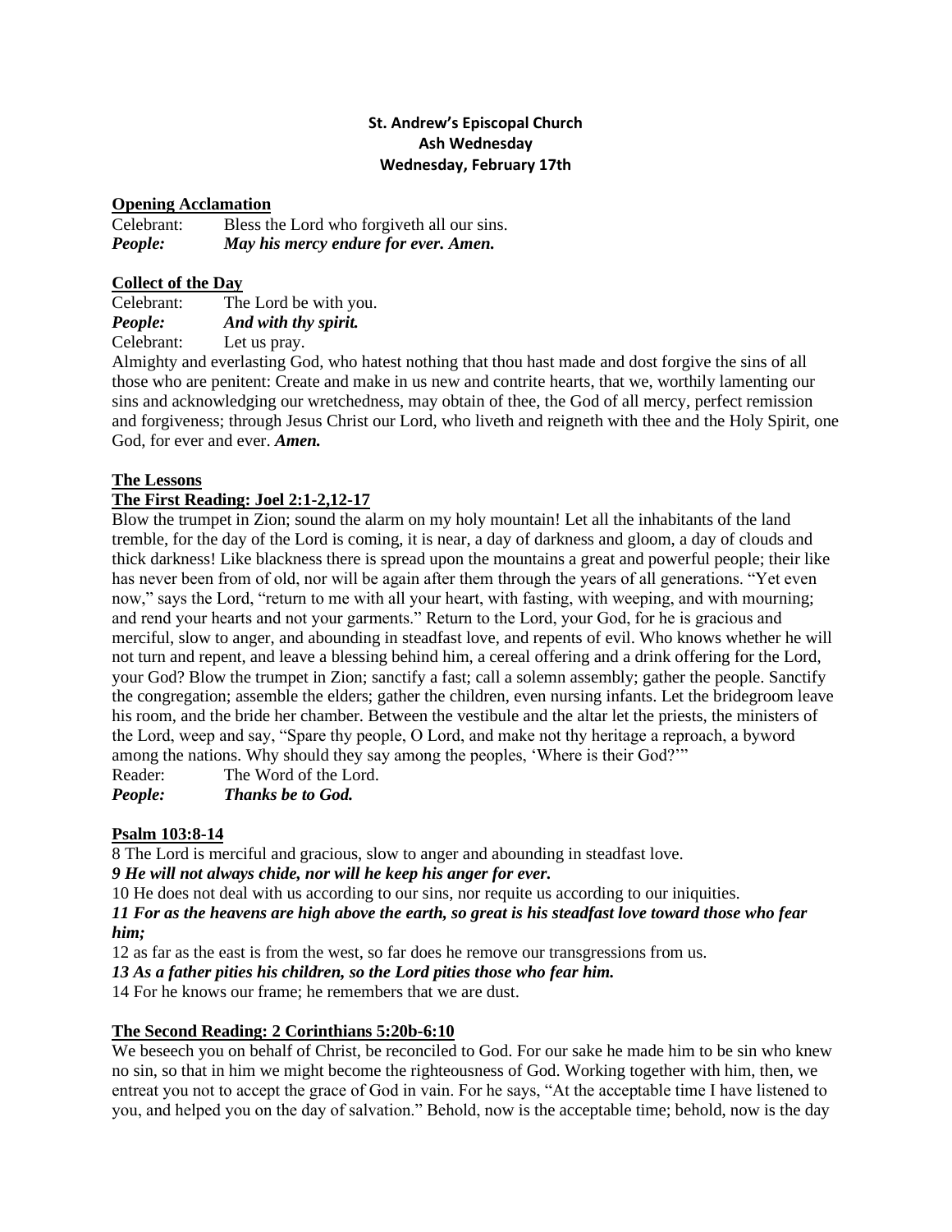**St. Andrew's Episcopal Church**
**Ash Wednesday**
**Wednesday, February 17th**

**Opening Acclamation**

Celebrant: Bless the Lord who forgiveth all our sins.
***People: May his mercy endure for ever. Amen.***

**Collect of the Day**

Celebrant: The Lord be with you.
***People: And with thy spirit.***
Celebrant: Let us pray.

Almighty and everlasting God, who hatest nothing that thou hast made and dost forgive the sins of all those who are penitent: Create and make in us new and contrite hearts, that we, worthily lamenting our sins and acknowledging our wretchedness, may obtain of thee, the God of all mercy, perfect remission and forgiveness; through Jesus Christ our Lord, who liveth and reigneth with thee and the Holy Spirit, one God, for ever and ever. ***Amen.***

**The Lessons**

**The First Reading: Joel 2:1-2,12-17**

Blow the trumpet in Zion; sound the alarm on my holy mountain! Let all the inhabitants of the land tremble, for the day of the Lord is coming, it is near, a day of darkness and gloom, a day of clouds and thick darkness! Like blackness there is spread upon the mountains a great and powerful people; their like has never been from of old, nor will be again after them through the years of all generations. "Yet even now," says the Lord, "return to me with all your heart, with fasting, with weeping, and with mourning; and rend your hearts and not your garments." Return to the Lord, your God, for he is gracious and merciful, slow to anger, and abounding in steadfast love, and repents of evil. Who knows whether he will not turn and repent, and leave a blessing behind him, a cereal offering and a drink offering for the Lord, your God? Blow the trumpet in Zion; sanctify a fast; call a solemn assembly; gather the people. Sanctify the congregation; assemble the elders; gather the children, even nursing infants. Let the bridegroom leave his room, and the bride her chamber. Between the vestibule and the altar let the priests, the ministers of the Lord, weep and say, "Spare thy people, O Lord, and make not thy heritage a reproach, a byword among the nations. Why should they say among the peoples, 'Where is their God?'"

Reader: The Word of the Lord.
***People: Thanks be to God.***

**Psalm 103:8-14**

8 The Lord is merciful and gracious, slow to anger and abounding in steadfast love.
***9 He will not always chide, nor will he keep his anger for ever.***
10 He does not deal with us according to our sins, nor requite us according to our iniquities.
***11 For as the heavens are high above the earth, so great is his steadfast love toward those who fear him;***
12 as far as the east is from the west, so far does he remove our transgressions from us.
***13 As a father pities his children, so the Lord pities those who fear him.***
14 For he knows our frame; he remembers that we are dust.

**The Second Reading: 2 Corinthians 5:20b-6:10**

We beseech you on behalf of Christ, be reconciled to God. For our sake he made him to be sin who knew no sin, so that in him we might become the righteousness of God. Working together with him, then, we entreat you not to accept the grace of God in vain. For he says, "At the acceptable time I have listened to you, and helped you on the day of salvation." Behold, now is the acceptable time; behold, now is the day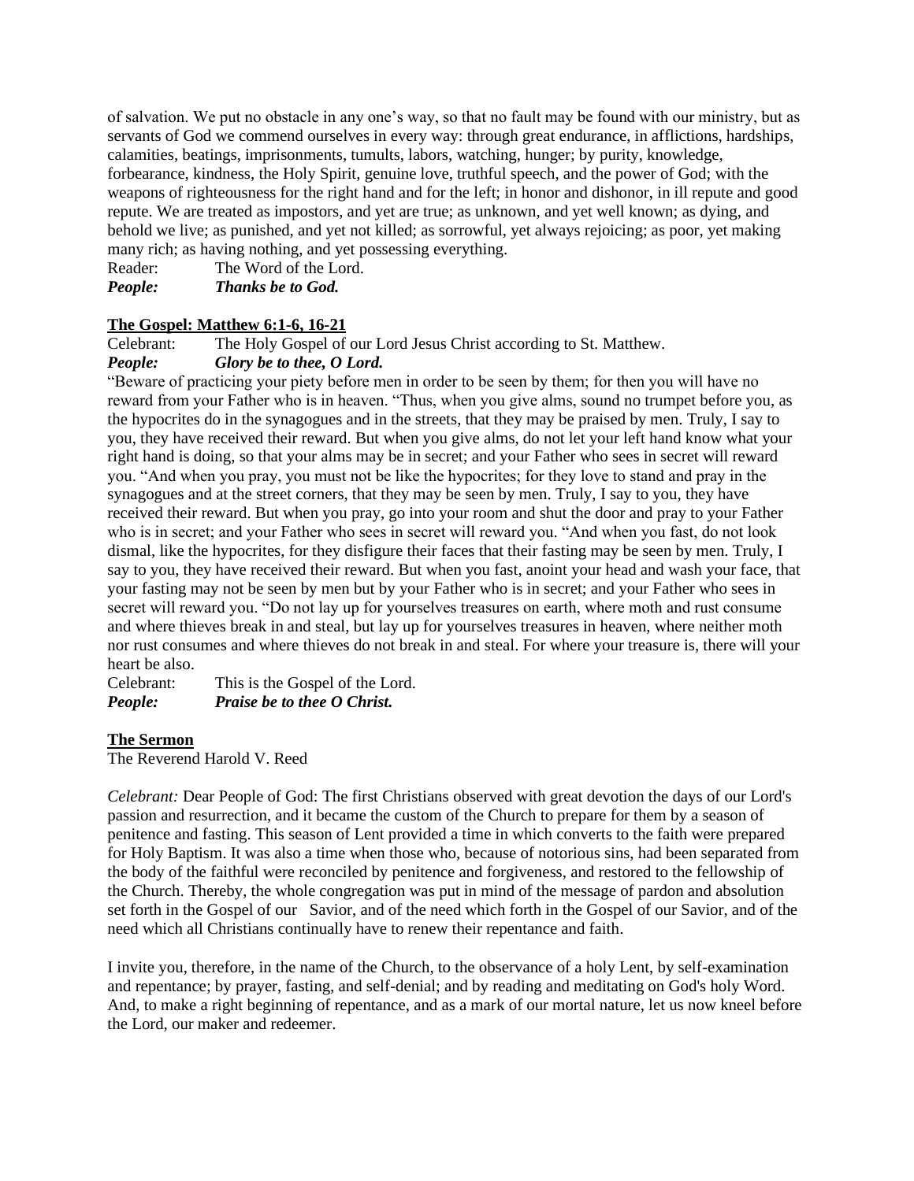of salvation. We put no obstacle in any one's way, so that no fault may be found with our ministry, but as servants of God we commend ourselves in every way: through great endurance, in afflictions, hardships, calamities, beatings, imprisonments, tumults, labors, watching, hunger; by purity, knowledge, forbearance, kindness, the Holy Spirit, genuine love, truthful speech, and the power of God; with the weapons of righteousness for the right hand and for the left; in honor and dishonor, in ill repute and good repute. We are treated as impostors, and yet are true; as unknown, and yet well known; as dying, and behold we live; as punished, and yet not killed; as sorrowful, yet always rejoicing; as poor, yet making many rich; as having nothing, and yet possessing everything.

Reader: The Word of the Lord.
***People: Thanks be to God.***

**The Gospel: Matthew 6:1-6, 16-21**

Celebrant: The Holy Gospel of our Lord Jesus Christ according to St. Matthew.
***People: Glory be to thee, O Lord.***

"Beware of practicing your piety before men in order to be seen by them; for then you will have no reward from your Father who is in heaven. "Thus, when you give alms, sound no trumpet before you, as the hypocrites do in the synagogues and in the streets, that they may be praised by men. Truly, I say to you, they have received their reward. But when you give alms, do not let your left hand know what your right hand is doing, so that your alms may be in secret; and your Father who sees in secret will reward you. "And when you pray, you must not be like the hypocrites; for they love to stand and pray in the synagogues and at the street corners, that they may be seen by men. Truly, I say to you, they have received their reward. But when you pray, go into your room and shut the door and pray to your Father who is in secret; and your Father who sees in secret will reward you. "And when you fast, do not look dismal, like the hypocrites, for they disfigure their faces that their fasting may be seen by men. Truly, I say to you, they have received their reward. But when you fast, anoint your head and wash your face, that your fasting may not be seen by men but by your Father who is in secret; and your Father who sees in secret will reward you. "Do not lay up for yourselves treasures on earth, where moth and rust consume and where thieves break in and steal, but lay up for yourselves treasures in heaven, where neither moth nor rust consumes and where thieves do not break in and steal. For where your treasure is, there will your heart be also.

Celebrant: This is the Gospel of the Lord.
***People: Praise be to thee O Christ.***

**The Sermon**

The Reverend Harold V. Reed

*Celebrant:* Dear People of God: The first Christians observed with great devotion the days of our Lord's passion and resurrection, and it became the custom of the Church to prepare for them by a season of penitence and fasting. This season of Lent provided a time in which converts to the faith were prepared for Holy Baptism. It was also a time when those who, because of notorious sins, had been separated from the body of the faithful were reconciled by penitence and forgiveness, and restored to the fellowship of the Church. Thereby, the whole congregation was put in mind of the message of pardon and absolution set forth in the Gospel of our Savior, and of the need which forth in the Gospel of our Savior, and of the need which all Christians continually have to renew their repentance and faith.

I invite you, therefore, in the name of the Church, to the observance of a holy Lent, by self-examination and repentance; by prayer, fasting, and self-denial; and by reading and meditating on God's holy Word. And, to make a right beginning of repentance, and as a mark of our mortal nature, let us now kneel before the Lord, our maker and redeemer.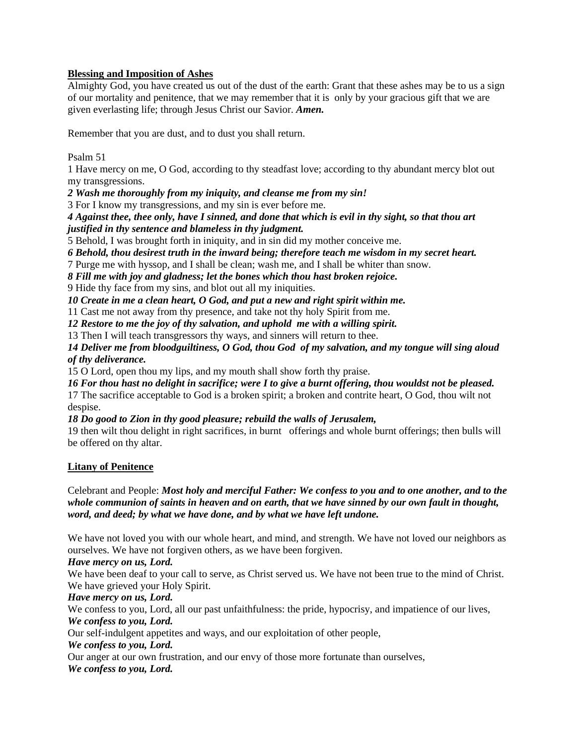**Blessing and Imposition of Ashes**

Almighty God, you have created us out of the dust of the earth: Grant that these ashes may be to us a sign of our mortality and penitence, that we may remember that it is only by your gracious gift that we are given everlasting life; through Jesus Christ our Savior. ***Amen.***

Remember that you are dust, and to dust you shall return.

Psalm 51

1 Have mercy on me, O God, according to thy steadfast love; according to thy abundant mercy blot out my transgressions.

***2 Wash me thoroughly from my iniquity, and cleanse me from my sin!***

3 For I know my transgressions, and my sin is ever before me.

***4 Against thee, thee only, have I sinned, and done that which is evil in thy sight, so that thou art justified in thy sentence and blameless in thy judgment.***

5 Behold, I was brought forth in iniquity, and in sin did my mother conceive me.

***6 Behold, thou desirest truth in the inward being; therefore teach me wisdom in my secret heart.***

7 Purge me with hyssop, and I shall be clean; wash me, and I shall be whiter than snow.

***8 Fill me with joy and gladness; let the bones which thou hast broken rejoice.***

9 Hide thy face from my sins, and blot out all my iniquities.

***10 Create in me a clean heart, O God, and put a new and right spirit within me.***

11 Cast me not away from thy presence, and take not thy holy Spirit from me.

***12 Restore to me the joy of thy salvation, and uphold me with a willing spirit.***

13 Then I will teach transgressors thy ways, and sinners will return to thee.

***14 Deliver me from bloodguiltiness, O God, thou God of my salvation, and my tongue will sing aloud of thy deliverance.***

15 O Lord, open thou my lips, and my mouth shall show forth thy praise.

***16 For thou hast no delight in sacrifice; were I to give a burnt offering, thou wouldst not be pleased.***

17 The sacrifice acceptable to God is a broken spirit; a broken and contrite heart, O God, thou wilt not despise.

***18 Do good to Zion in thy good pleasure; rebuild the walls of Jerusalem,***

19 then wilt thou delight in right sacrifices, in burnt offerings and whole burnt offerings; then bulls will be offered on thy altar.

**Litany of Penitence**

Celebrant and People: ***Most holy and merciful Father: We confess to you and to one another, and to the whole communion of saints in heaven and on earth, that we have sinned by our own fault in thought, word, and deed; by what we have done, and by what we have left undone.***

We have not loved you with our whole heart, and mind, and strength. We have not loved our neighbors as ourselves. We have not forgiven others, as we have been forgiven.

***Have mercy on us, Lord.***

We have been deaf to your call to serve, as Christ served us. We have not been true to the mind of Christ. We have grieved your Holy Spirit.

***Have mercy on us, Lord.***

We confess to you, Lord, all our past unfaithfulness: the pride, hypocrisy, and impatience of our lives,

***We confess to you, Lord.***

Our self-indulgent appetites and ways, and our exploitation of other people,

***We confess to you, Lord.***

Our anger at our own frustration, and our envy of those more fortunate than ourselves,

***We confess to you, Lord.***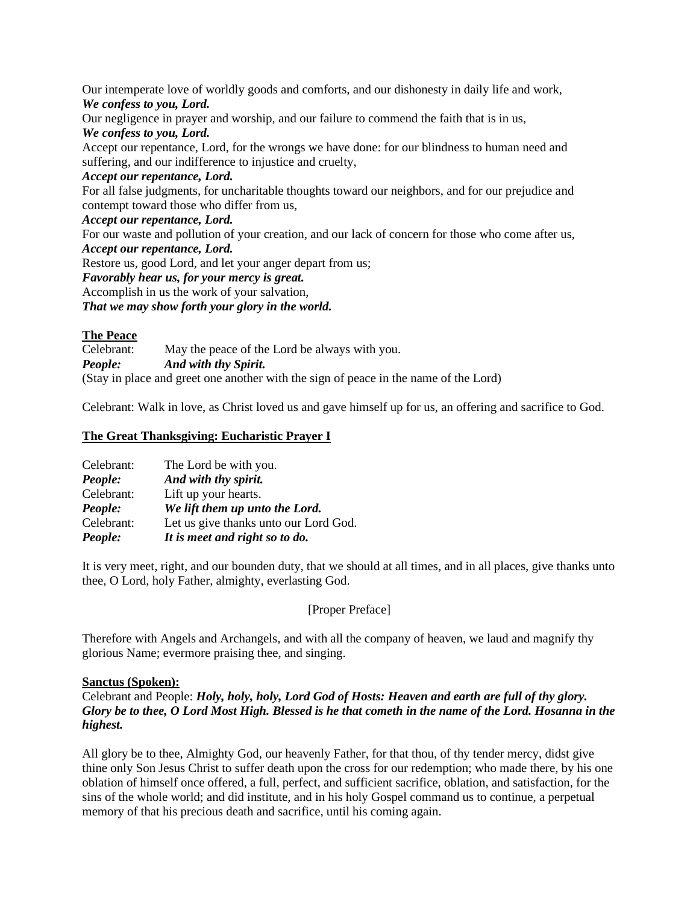Our intemperate love of worldly goods and comforts, and our dishonesty in daily life and work,
***We confess to you, Lord.***
Our negligence in prayer and worship, and our failure to commend the faith that is in us,
***We confess to you, Lord.***
Accept our repentance, Lord, for the wrongs we have done: for our blindness to human need and suffering, and our indifference to injustice and cruelty,
***Accept our repentance, Lord.***
For all false judgments, for uncharitable thoughts toward our neighbors, and for our prejudice and contempt toward those who differ from us,
***Accept our repentance, Lord.***
For our waste and pollution of your creation, and our lack of concern for those who come after us,
***Accept our repentance, Lord.***
Restore us, good Lord, and let your anger depart from us;
***Favorably hear us, for your mercy is great.***
Accomplish in us the work of your salvation,
***That we may show forth your glory in the world.***

**The Peace**

Celebrant: May the peace of the Lord be always with you.
***People: And with thy Spirit.***
(Stay in place and greet one another with the sign of peace in the name of the Lord)

Celebrant: Walk in love, as Christ loved us and gave himself up for us, an offering and sacrifice to God.

**The Great Thanksgiving: Eucharistic Prayer I**

Celebrant: The Lord be with you.
***People: And with thy spirit.***
Celebrant: Lift up your hearts.
***People: We lift them up unto the Lord.***
Celebrant: Let us give thanks unto our Lord God.
***People: It is meet and right so to do.***

It is very meet, right, and our bounden duty, that we should at all times, and in all places, give thanks unto thee, O Lord, holy Father, almighty, everlasting God.

[Proper Preface]

Therefore with Angels and Archangels, and with all the company of heaven, we laud and magnify thy glorious Name; evermore praising thee, and singing.

**Sanctus (Spoken):**

Celebrant and People: ***Holy, holy, holy, Lord God of Hosts: Heaven and earth are full of thy glory. Glory be to thee, O Lord Most High. Blessed is he that cometh in the name of the Lord. Hosanna in the highest.***

All glory be to thee, Almighty God, our heavenly Father, for that thou, of thy tender mercy, didst give thine only Son Jesus Christ to suffer death upon the cross for our redemption; who made there, by his one oblation of himself once offered, a full, perfect, and sufficient sacrifice, oblation, and satisfaction, for the sins of the whole world; and did institute, and in his holy Gospel command us to continue, a perpetual memory of that his precious death and sacrifice, until his coming again.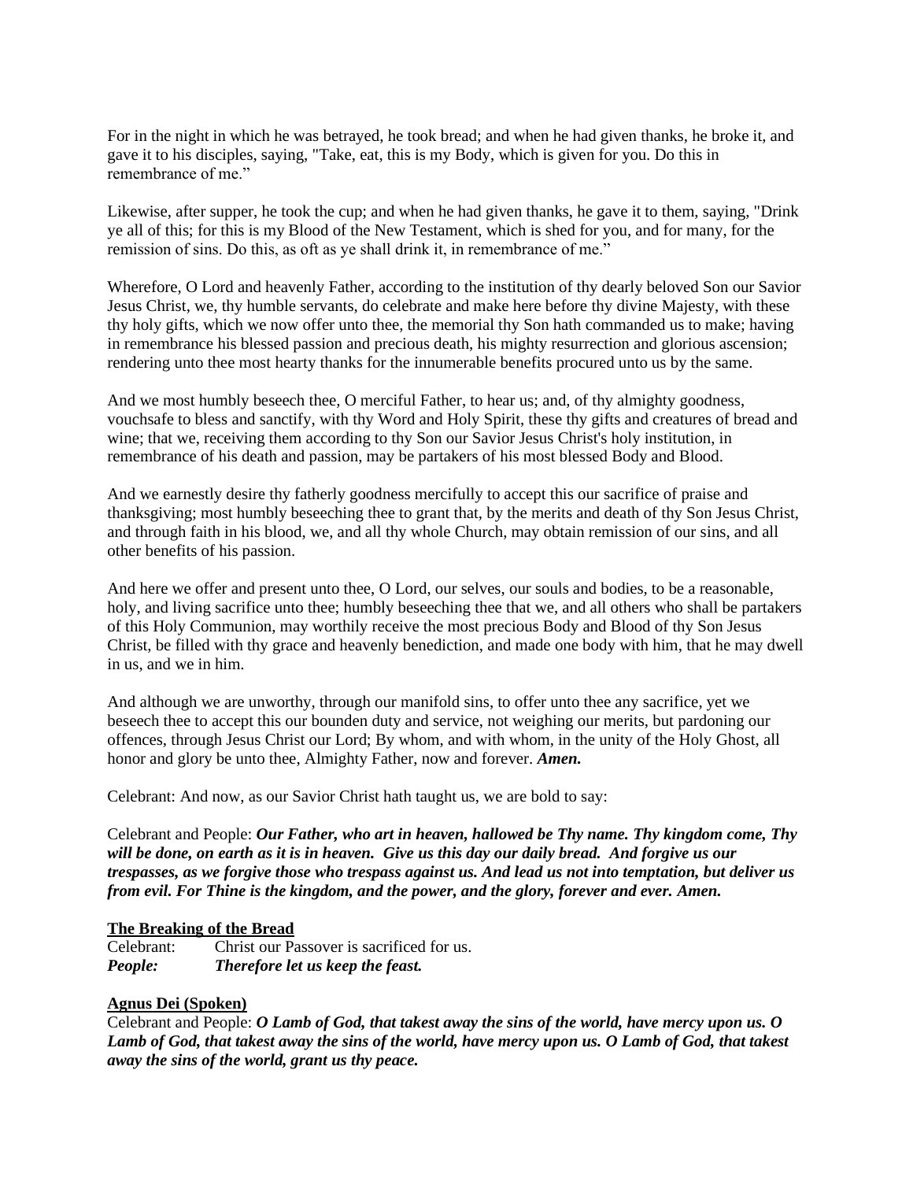For in the night in which he was betrayed, he took bread; and when he had given thanks, he broke it, and gave it to his disciples, saying, "Take, eat, this is my Body, which is given for you. Do this in remembrance of me."

Likewise, after supper, he took the cup; and when he had given thanks, he gave it to them, saying, "Drink ye all of this; for this is my Blood of the New Testament, which is shed for you, and for many, for the remission of sins. Do this, as oft as ye shall drink it, in remembrance of me."

Wherefore, O Lord and heavenly Father, according to the institution of thy dearly beloved Son our Savior Jesus Christ, we, thy humble servants, do celebrate and make here before thy divine Majesty, with these thy holy gifts, which we now offer unto thee, the memorial thy Son hath commanded us to make; having in remembrance his blessed passion and precious death, his mighty resurrection and glorious ascension; rendering unto thee most hearty thanks for the innumerable benefits procured unto us by the same.

And we most humbly beseech thee, O merciful Father, to hear us; and, of thy almighty goodness, vouchsafe to bless and sanctify, with thy Word and Holy Spirit, these thy gifts and creatures of bread and wine; that we, receiving them according to thy Son our Savior Jesus Christ's holy institution, in remembrance of his death and passion, may be partakers of his most blessed Body and Blood.

And we earnestly desire thy fatherly goodness mercifully to accept this our sacrifice of praise and thanksgiving; most humbly beseeching thee to grant that, by the merits and death of thy Son Jesus Christ, and through faith in his blood, we, and all thy whole Church, may obtain remission of our sins, and all other benefits of his passion.

And here we offer and present unto thee, O Lord, our selves, our souls and bodies, to be a reasonable, holy, and living sacrifice unto thee; humbly beseeching thee that we, and all others who shall be partakers of this Holy Communion, may worthily receive the most precious Body and Blood of thy Son Jesus Christ, be filled with thy grace and heavenly benediction, and made one body with him, that he may dwell in us, and we in him.

And although we are unworthy, through our manifold sins, to offer unto thee any sacrifice, yet we beseech thee to accept this our bounden duty and service, not weighing our merits, but pardoning our offences, through Jesus Christ our Lord; By whom, and with whom, in the unity of the Holy Ghost, all honor and glory be unto thee, Almighty Father, now and forever. ***Amen.***

Celebrant: And now, as our Savior Christ hath taught us, we are bold to say:

Celebrant and People: ***Our Father, who art in heaven, hallowed be Thy name. Thy kingdom come, Thy will be done, on earth as it is in heaven. Give us this day our daily bread. And forgive us our trespasses, as we forgive those who trespass against us. And lead us not into temptation, but deliver us from evil. For Thine is the kingdom, and the power, and the glory, forever and ever. Amen.***

**The Breaking of the Bread**

Celebrant: Christ our Passover is sacrificed for us.
***People: Therefore let us keep the feast.***

**Agnus Dei (Spoken)**

Celebrant and People: ***O Lamb of God, that takest away the sins of the world, have mercy upon us. O Lamb of God, that takest away the sins of the world, have mercy upon us. O Lamb of God, that takest away the sins of the world, grant us thy peace.***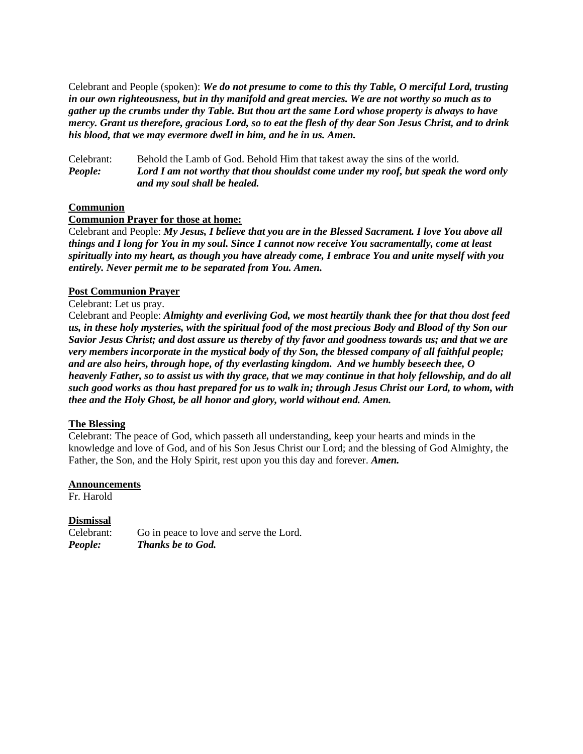Celebrant and People (spoken): ***We do not presume to come to this thy Table, O merciful Lord, trusting in our own righteousness, but in thy manifold and great mercies. We are not worthy so much as to gather up the crumbs under thy Table. But thou art the same Lord whose property is always to have mercy. Grant us therefore, gracious Lord, so to eat the flesh of thy dear Son Jesus Christ, and to drink his blood, that we may evermore dwell in him, and he in us. Amen.***

Celebrant: Behold the Lamb of God. Behold Him that takest away the sins of the world.
***People:*** ***Lord I am not worthy that thou shouldst come under my roof, but speak the word only and my soul shall be healed.***

**Communion**

**Communion Prayer for those at home:**

Celebrant and People: ***My Jesus, I believe that you are in the Blessed Sacrament. I love You above all things and I long for You in my soul. Since I cannot now receive You sacramentally, come at least spiritually into my heart, as though you have already come, I embrace You and unite myself with you entirely. Never permit me to be separated from You. Amen.***

**Post Communion Prayer**

Celebrant: Let us pray.

Celebrant and People: ***Almighty and everliving God, we most heartily thank thee for that thou dost feed us, in these holy mysteries, with the spiritual food of the most precious Body and Blood of thy Son our Savior Jesus Christ; and dost assure us thereby of thy favor and goodness towards us; and that we are very members incorporate in the mystical body of thy Son, the blessed company of all faithful people; and are also heirs, through hope, of thy everlasting kingdom. And we humbly beseech thee, O heavenly Father, so to assist us with thy grace, that we may continue in that holy fellowship, and do all such good works as thou hast prepared for us to walk in; through Jesus Christ our Lord, to whom, with thee and the Holy Ghost, be all honor and glory, world without end. Amen.***

**The Blessing**

Celebrant: The peace of God, which passeth all understanding, keep your hearts and minds in the knowledge and love of God, and of his Son Jesus Christ our Lord; and the blessing of God Almighty, the Father, the Son, and the Holy Spirit, rest upon you this day and forever. ***Amen.***

**Announcements**

Fr. Harold

**Dismissal**

Celebrant: Go in peace to love and serve the Lord.
***People:*** ***Thanks be to God.***